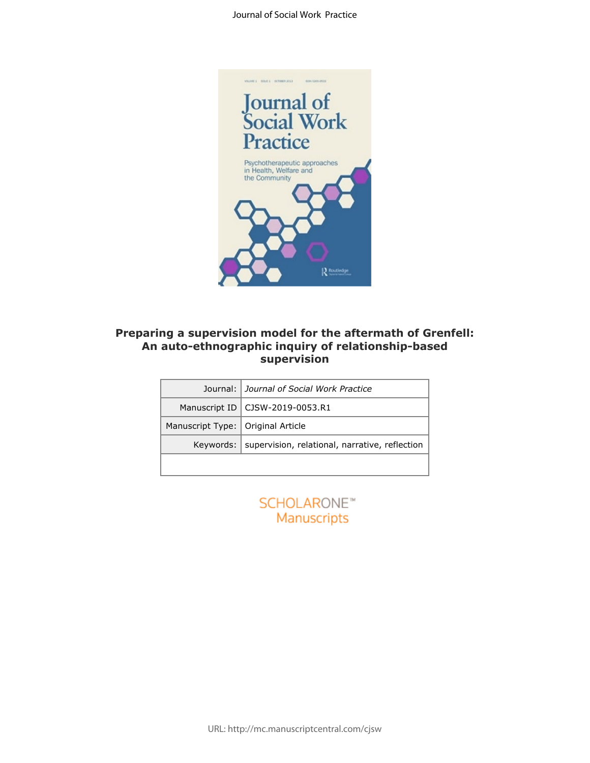# Preparing a supervision model for the aftermath of Grenfell: An auto-ethnographic inquiry of relationship-based supervision

| Journal: | *Journal of Social Work Practice* |
|---|---|
| Manuscript ID | CJSW-2019-0053.R1 |
| Manuscript Type: | Original Article |
| Keywords: | supervision, relational, narrative, reflection |

SCHOLARONE™ Manuscripts

URL: http://mc.manuscriptcentral.com/cjsw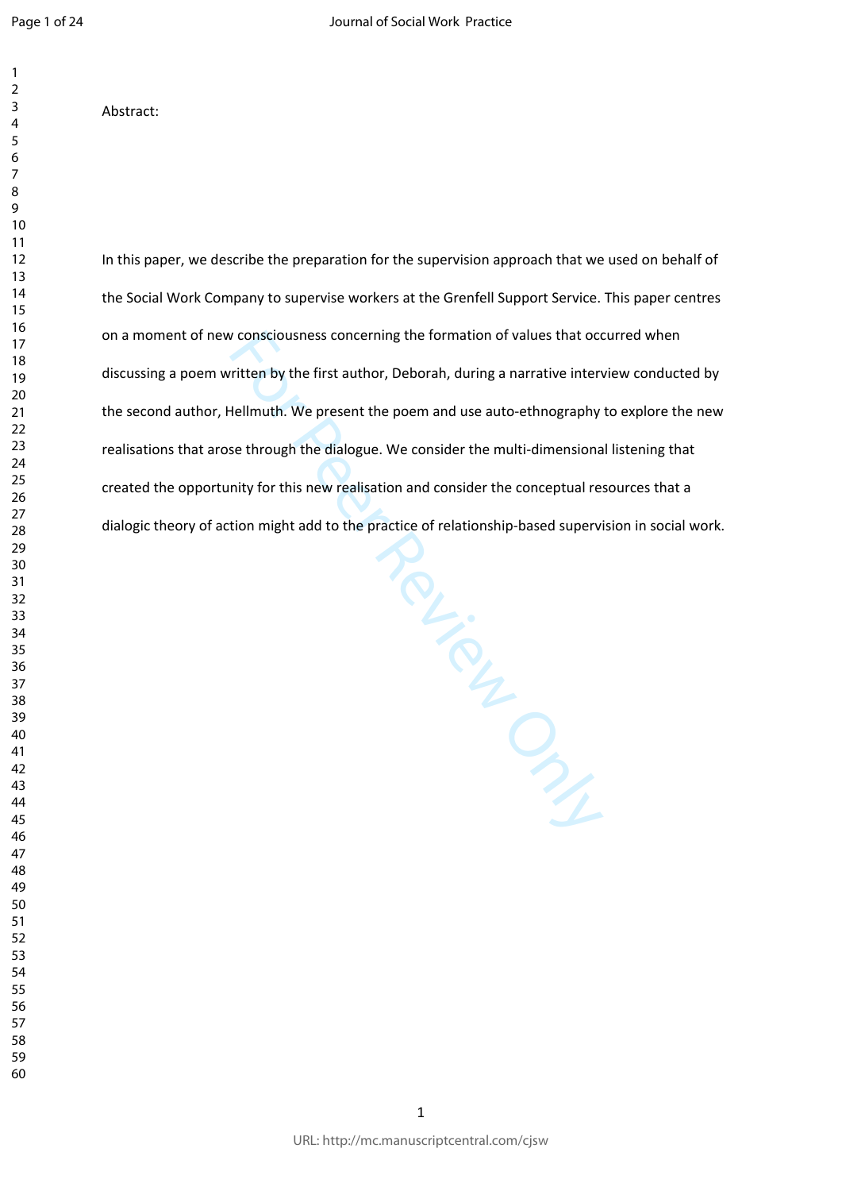Abstract:

In this paper, we describe the preparation for the supervision approach that we used on behalf of the Social Work Company to supervise workers at the Grenfell Support Service. This paper centres on a moment of new consciousness concerning the formation of values that occurred when discussing a poem written by the first author, Deborah, during a narrative interview conducted by the second author, Hellmuth. We present the poem and use auto-ethnography to explore the new realisations that arose through the dialogue. We consider the multi-dimensional listening that created the opportunity for this new realisation and consider the conceptual resources that a dialogic theory of action might add to the practice of relationship-based supervision in social work.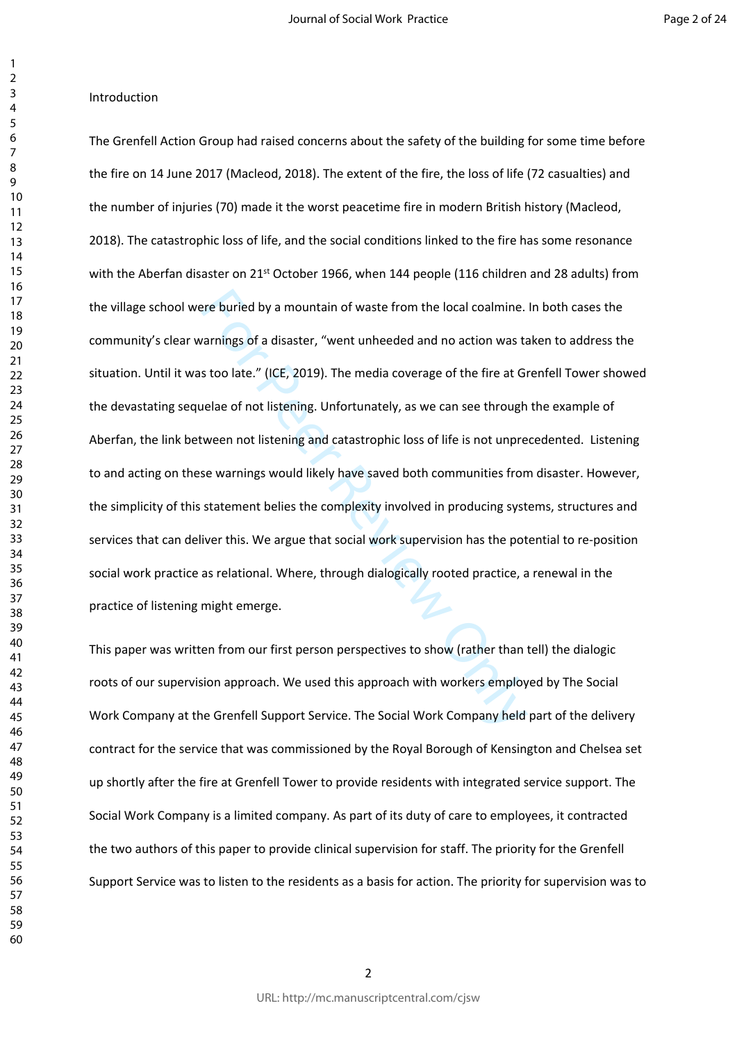## Introduction

The Grenfell Action Group had raised concerns about the safety of the building for some time before the fire on 14 June 2017 (Macleod, 2018). The extent of the fire, the loss of life (72 casualties) and the number of injuries (70) made it the worst peacetime fire in modern British history (Macleod, 2018). The catastrophic loss of life, and the social conditions linked to the fire has some resonance with the Aberfan disaster on 21st October 1966, when 144 people (116 children and 28 adults) from the village school were buried by a mountain of waste from the local coalmine. In both cases the community's clear warnings of a disaster, "went unheeded and no action was taken to address the situation. Until it was too late." (ICE, 2019). The media coverage of the fire at Grenfell Tower showed the devastating sequelae of not listening. Unfortunately, as we can see through the example of Aberfan, the link between not listening and catastrophic loss of life is not unprecedented. Listening to and acting on these warnings would likely have saved both communities from disaster. However, the simplicity of this statement belies the complexity involved in producing systems, structures and services that can deliver this. We argue that social work supervision has the potential to re-position social work practice as relational. Where, through dialogically rooted practice, a renewal in the practice of listening might emerge.

This paper was written from our first person perspectives to show (rather than tell) the dialogic roots of our supervision approach. We used this approach with workers employed by The Social Work Company at the Grenfell Support Service. The Social Work Company held part of the delivery contract for the service that was commissioned by the Royal Borough of Kensington and Chelsea set up shortly after the fire at Grenfell Tower to provide residents with integrated service support. The Social Work Company is a limited company. As part of its duty of care to employees, it contracted the two authors of this paper to provide clinical supervision for staff. The priority for the Grenfell Support Service was to listen to the residents as a basis for action. The priority for supervision was to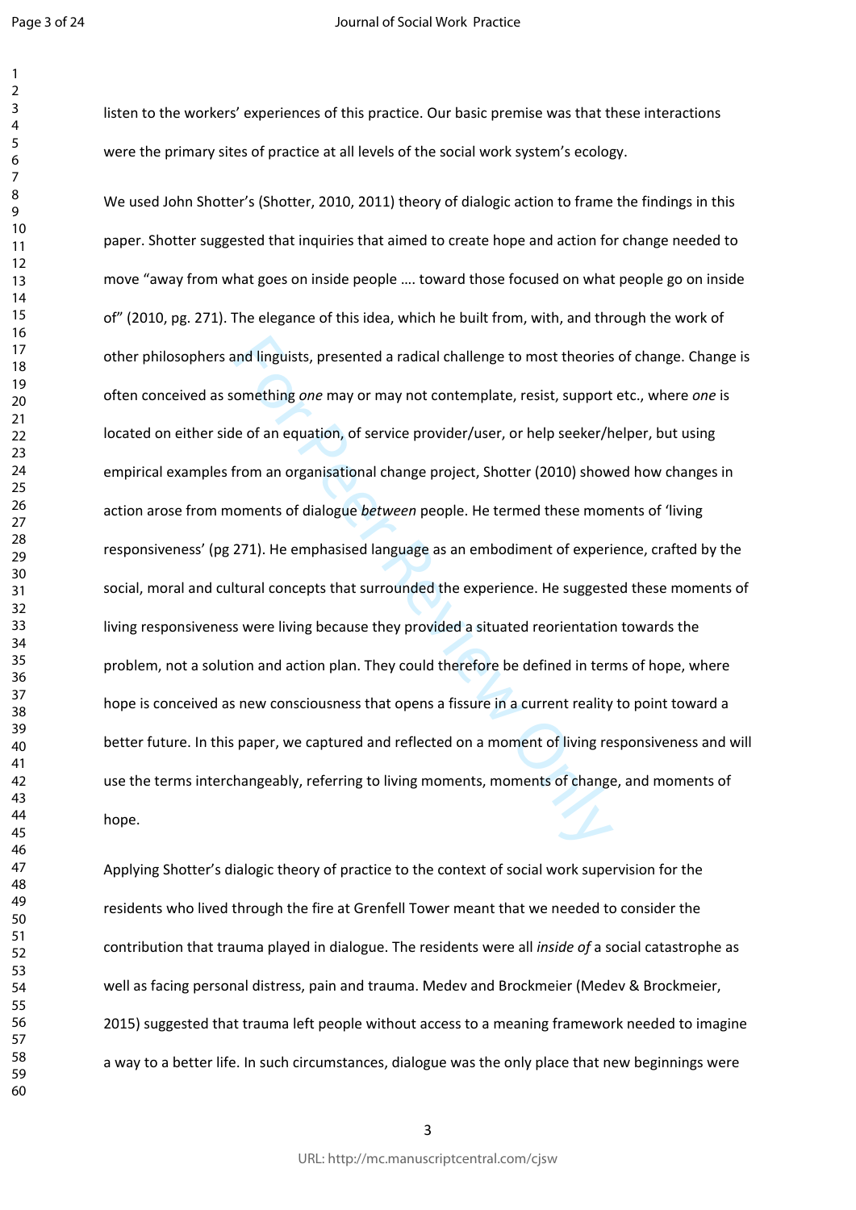listen to the workers' experiences of this practice. Our basic premise was that these interactions were the primary sites of practice at all levels of the social work system's ecology.

We used John Shotter's (Shotter, 2010, 2011) theory of dialogic action to frame the findings in this paper. Shotter suggested that inquiries that aimed to create hope and action for change needed to move "away from what goes on inside people …. toward those focused on what people go on inside of" (2010, pg. 271). The elegance of this idea, which he built from, with, and through the work of other philosophers and linguists, presented a radical challenge to most theories of change. Change is often conceived as something *one* may or may not contemplate, resist, support etc., where *one* is located on either side of an equation, of service provider/user, or help seeker/helper, but using empirical examples from an organisational change project, Shotter (2010) showed how changes in action arose from moments of dialogue *between* people. He termed these moments of 'living responsiveness' (pg 271). He emphasised language as an embodiment of experience, crafted by the social, moral and cultural concepts that surrounded the experience. He suggested these moments of living responsiveness were living because they provided a situated reorientation towards the problem, not a solution and action plan. They could therefore be defined in terms of hope, where hope is conceived as new consciousness that opens a fissure in a current reality to point toward a better future. In this paper, we captured and reflected on a moment of living responsiveness and will use the terms interchangeably, referring to living moments, moments of change, and moments of hope.

Applying Shotter's dialogic theory of practice to the context of social work supervision for the residents who lived through the fire at Grenfell Tower meant that we needed to consider the contribution that trauma played in dialogue. The residents were all *inside of* a social catastrophe as well as facing personal distress, pain and trauma. Medev and Brockmeier (Medev & Brockmeier, 2015) suggested that trauma left people without access to a meaning framework needed to imagine a way to a better life. In such circumstances, dialogue was the only place that new beginnings were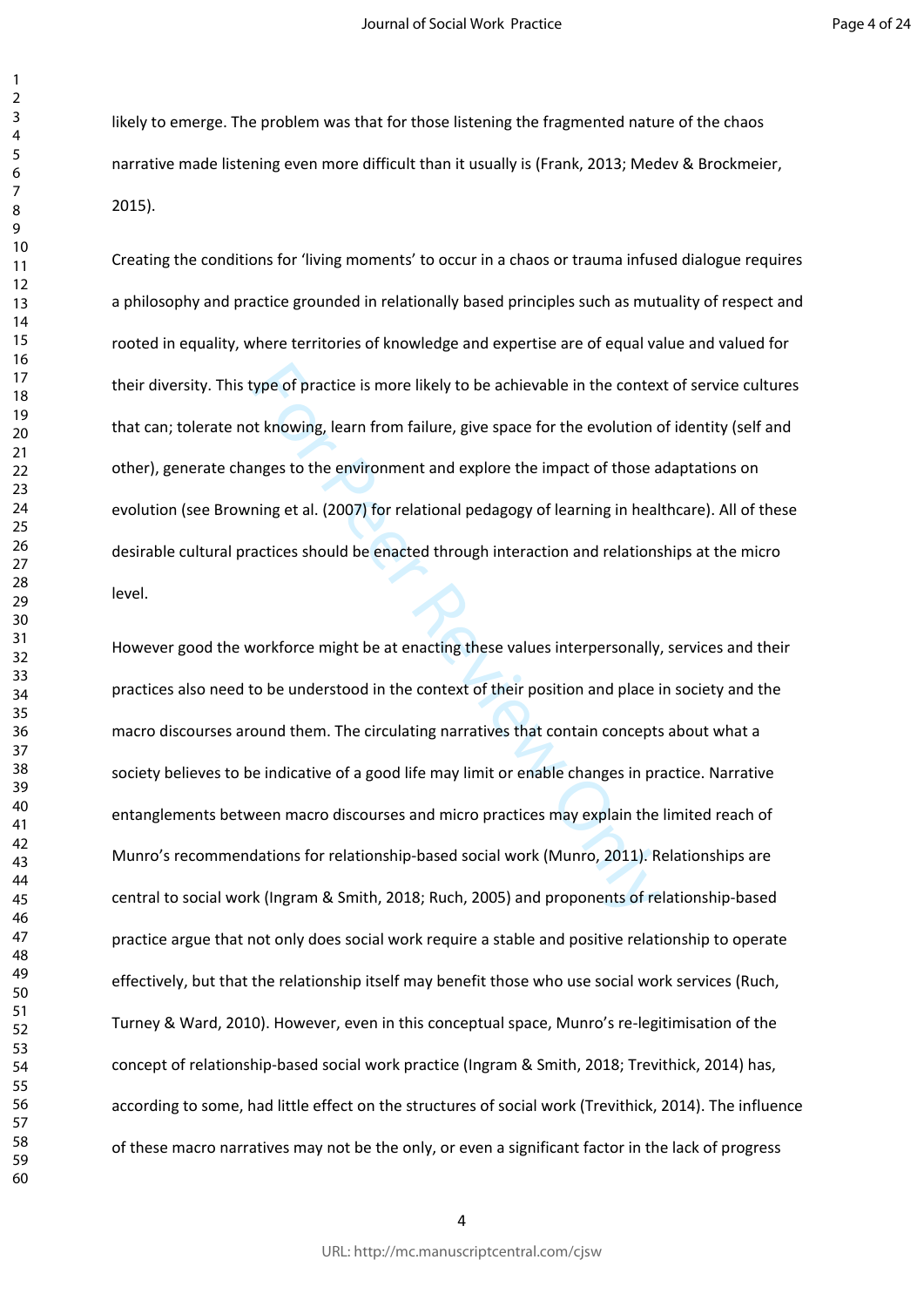likely to emerge. The problem was that for those listening the fragmented nature of the chaos narrative made listening even more difficult than it usually is (Frank, 2013; Medev & Brockmeier, 2015).

Creating the conditions for 'living moments' to occur in a chaos or trauma infused dialogue requires a philosophy and practice grounded in relationally based principles such as mutuality of respect and rooted in equality, where territories of knowledge and expertise are of equal value and valued for their diversity. This type of practice is more likely to be achievable in the context of service cultures that can; tolerate not knowing, learn from failure, give space for the evolution of identity (self and other), generate changes to the environment and explore the impact of those adaptations on evolution (see Browning et al. (2007) for relational pedagogy of learning in healthcare). All of these desirable cultural practices should be enacted through interaction and relationships at the micro level.

However good the workforce might be at enacting these values interpersonally, services and their practices also need to be understood in the context of their position and place in society and the macro discourses around them. The circulating narratives that contain concepts about what a society believes to be indicative of a good life may limit or enable changes in practice. Narrative entanglements between macro discourses and micro practices may explain the limited reach of Munro's recommendations for relationship-based social work (Munro, 2011). Relationships are central to social work (Ingram & Smith, 2018; Ruch, 2005) and proponents of relationship-based practice argue that not only does social work require a stable and positive relationship to operate effectively, but that the relationship itself may benefit those who use social work services (Ruch, Turney & Ward, 2010). However, even in this conceptual space, Munro's re-legitimisation of the concept of relationship-based social work practice (Ingram & Smith, 2018; Trevithick, 2014) has, according to some, had little effect on the structures of social work (Trevithick, 2014). The influence of these macro narratives may not be the only, or even a significant factor in the lack of progress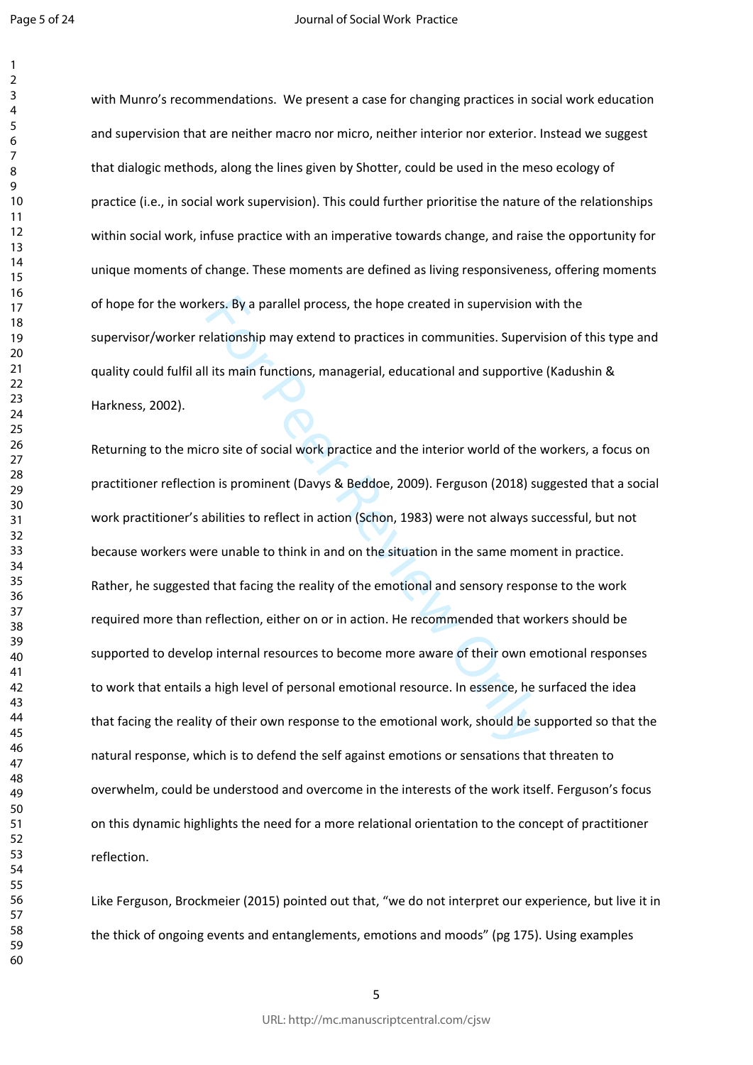with Munro's recommendations. We present a case for changing practices in social work education and supervision that are neither macro nor micro, neither interior nor exterior. Instead we suggest that dialogic methods, along the lines given by Shotter, could be used in the meso ecology of practice (i.e., in social work supervision). This could further prioritise the nature of the relationships within social work, infuse practice with an imperative towards change, and raise the opportunity for unique moments of change. These moments are defined as living responsiveness, offering moments of hope for the workers. By a parallel process, the hope created in supervision with the supervisor/worker relationship may extend to practices in communities. Supervision of this type and quality could fulfil all its main functions, managerial, educational and supportive (Kadushin & Harkness, 2002).

Returning to the micro site of social work practice and the interior world of the workers, a focus on practitioner reflection is prominent (Davys & Beddoe, 2009). Ferguson (2018) suggested that a social work practitioner's abilities to reflect in action (Schon, 1983) were not always successful, but not because workers were unable to think in and on the situation in the same moment in practice. Rather, he suggested that facing the reality of the emotional and sensory response to the work required more than reflection, either on or in action. He recommended that workers should be supported to develop internal resources to become more aware of their own emotional responses to work that entails a high level of personal emotional resource. In essence, he surfaced the idea that facing the reality of their own response to the emotional work, should be supported so that the natural response, which is to defend the self against emotions or sensations that threaten to overwhelm, could be understood and overcome in the interests of the work itself. Ferguson's focus on this dynamic highlights the need for a more relational orientation to the concept of practitioner reflection.

Like Ferguson, Brockmeier (2015) pointed out that, "we do not interpret our experience, but live it in the thick of ongoing events and entanglements, emotions and moods" (pg 175). Using examples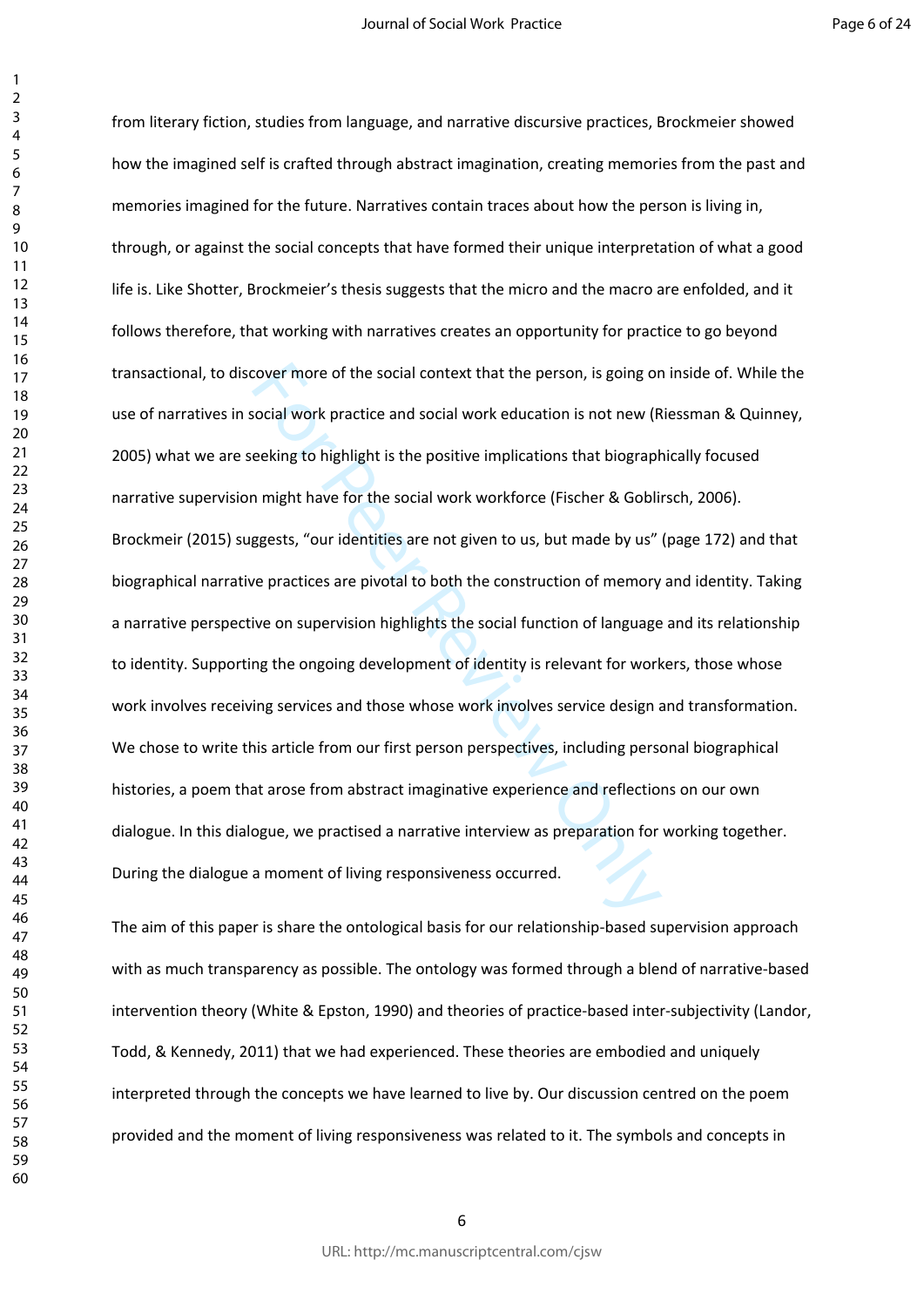from literary fiction, studies from language, and narrative discursive practices, Brockmeier showed how the imagined self is crafted through abstract imagination, creating memories from the past and memories imagined for the future. Narratives contain traces about how the person is living in, through, or against the social concepts that have formed their unique interpretation of what a good life is. Like Shotter, Brockmeier's thesis suggests that the micro and the macro are enfolded, and it follows therefore, that working with narratives creates an opportunity for practice to go beyond transactional, to discover more of the social context that the person, is going on inside of. While the use of narratives in social work practice and social work education is not new (Riessman & Quinney, 2005) what we are seeking to highlight is the positive implications that biographically focused narrative supervision might have for the social work workforce (Fischer & Goblirsch, 2006). Brockmeir (2015) suggests, "our identities are not given to us, but made by us" (page 172) and that biographical narrative practices are pivotal to both the construction of memory and identity. Taking a narrative perspective on supervision highlights the social function of language and its relationship to identity. Supporting the ongoing development of identity is relevant for workers, those whose work involves receiving services and those whose work involves service design and transformation. We chose to write this article from our first person perspectives, including personal biographical histories, a poem that arose from abstract imaginative experience and reflections on our own dialogue. In this dialogue, we practised a narrative interview as preparation for working together. During the dialogue a moment of living responsiveness occurred.

The aim of this paper is share the ontological basis for our relationship-based supervision approach with as much transparency as possible. The ontology was formed through a blend of narrative-based intervention theory (White & Epston, 1990) and theories of practice-based inter-subjectivity (Landor, Todd, & Kennedy, 2011) that we had experienced. These theories are embodied and uniquely interpreted through the concepts we have learned to live by. Our discussion centred on the poem provided and the moment of living responsiveness was related to it. The symbols and concepts in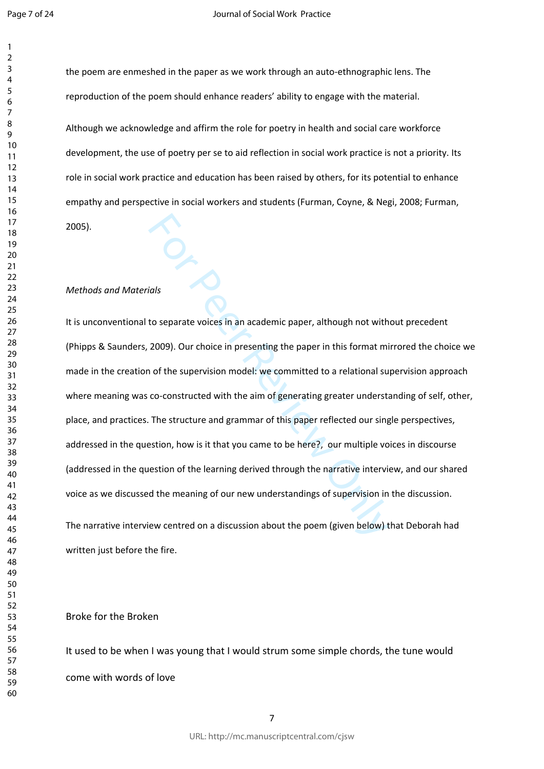the poem are enmeshed in the paper as we work through an auto-ethnographic lens. The reproduction of the poem should enhance readers' ability to engage with the material.

Although we acknowledge and affirm the role for poetry in health and social care workforce development, the use of poetry per se to aid reflection in social work practice is not a priority. Its role in social work practice and education has been raised by others, for its potential to enhance empathy and perspective in social workers and students (Furman, Coyne, & Negi, 2008; Furman, 2005).

*Methods and Materials*

It is unconventional to separate voices in an academic paper, although not without precedent (Phipps & Saunders, 2009). Our choice in presenting the paper in this format mirrored the choice we made in the creation of the supervision model: we committed to a relational supervision approach where meaning was co-constructed with the aim of generating greater understanding of self, other, place, and practices. The structure and grammar of this paper reflected our single perspectives, addressed in the question, how is it that you came to be here?, our multiple voices in discourse (addressed in the question of the learning derived through the narrative interview, and our shared voice as we discussed the meaning of our new understandings of supervision in the discussion.

The narrative interview centred on a discussion about the poem (given below) that Deborah had written just before the fire.

Broke for the Broken

It used to be when I was young that I would strum some simple chords, the tune would come with words of love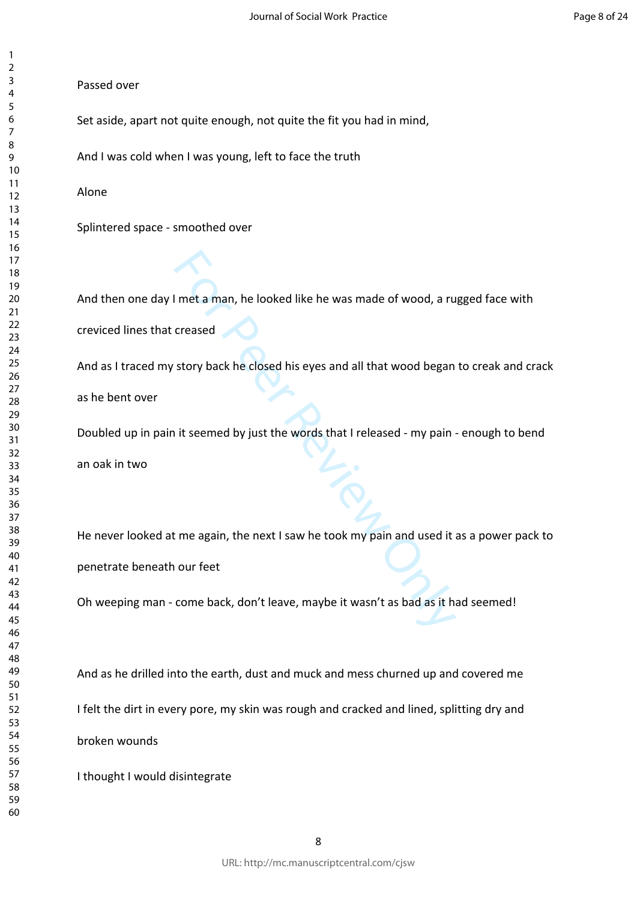Passed over

Set aside, apart not quite enough, not quite the fit you had in mind,

And I was cold when I was young, left to face the truth

Alone

Splintered space - smoothed over

And then one day I met a man, he looked like he was made of wood, a rugged face with creviced lines that creased

And as I traced my story back he closed his eyes and all that wood began to creak and crack as he bent over

Doubled up in pain it seemed by just the words that I released - my pain - enough to bend an oak in two

He never looked at me again, the next I saw he took my pain and used it as a power pack to penetrate beneath our feet

Oh weeping man - come back, don't leave, maybe it wasn't as bad as it had seemed!

And as he drilled into the earth, dust and muck and mess churned up and covered me

I felt the dirt in every pore, my skin was rough and cracked and lined, splitting dry and broken wounds

I thought I would disintegrate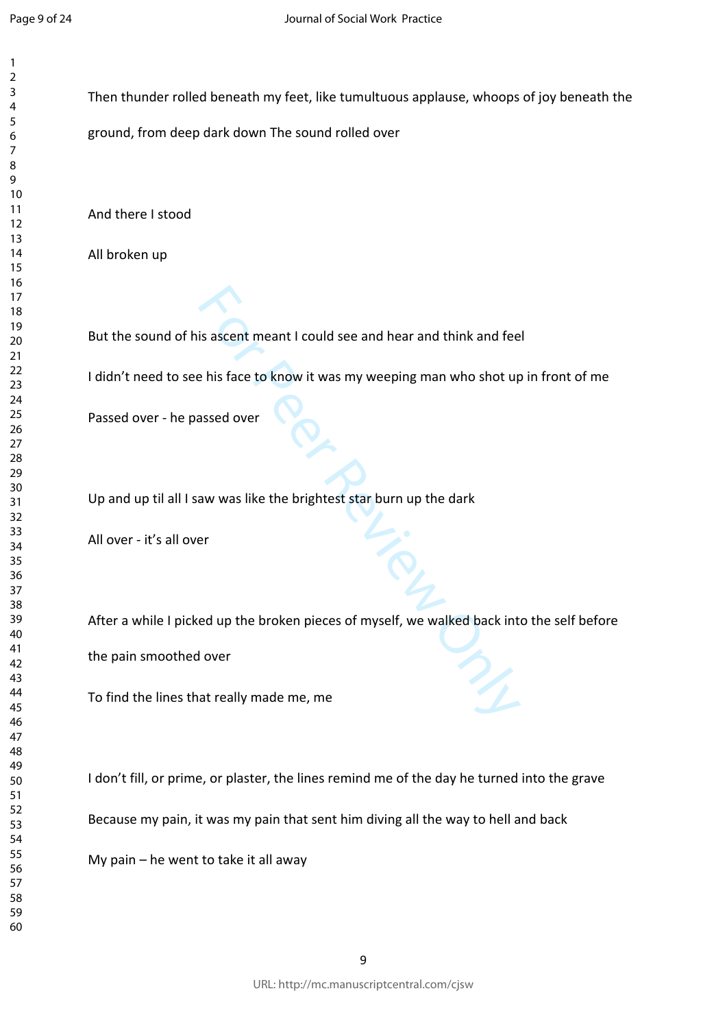Then thunder rolled beneath my feet, like tumultuous applause, whoops of joy beneath the ground, from deep dark down The sound rolled over

And there I stood

All broken up

But the sound of his ascent meant I could see and hear and think and feel

I didn't need to see his face to know it was my weeping man who shot up in front of me

Passed over - he passed over

Up and up til all I saw was like the brightest star burn up the dark

All over - it's all over

After a while I picked up the broken pieces of myself, we walked back into the self before the pain smoothed over

To find the lines that really made me, me

I don't fill, or prime, or plaster, the lines remind me of the day he turned into the grave

Because my pain, it was my pain that sent him diving all the way to hell and back

My pain – he went to take it all away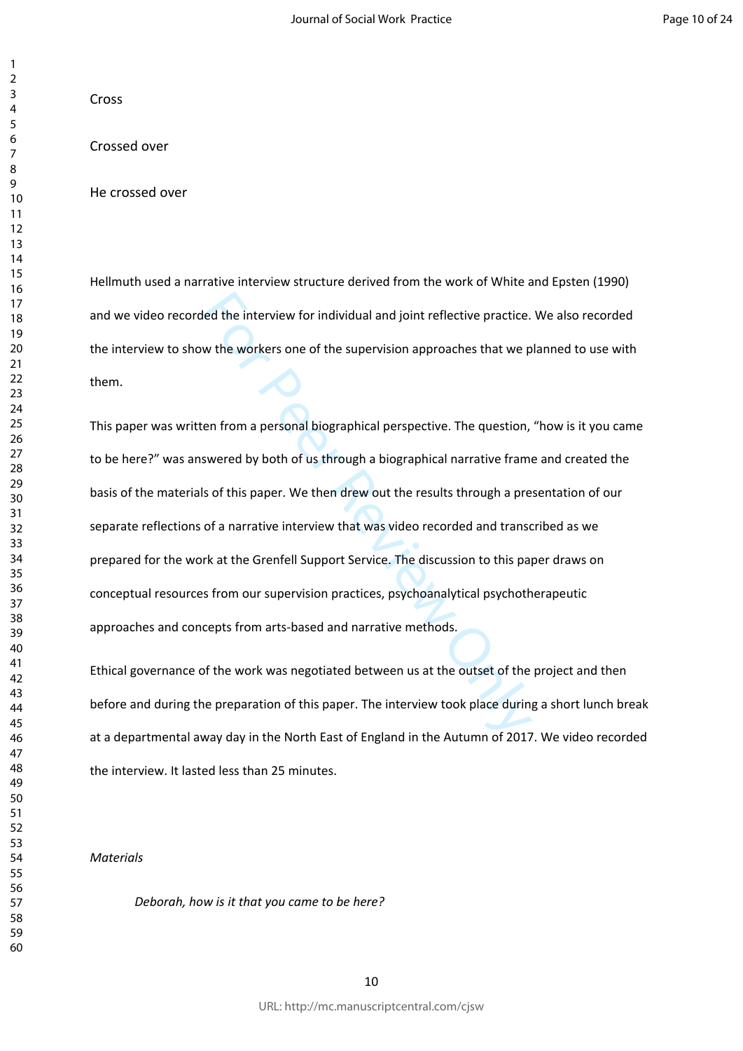Cross

Crossed over

He crossed over

Hellmuth used a narrative interview structure derived from the work of White and Epsten (1990) and we video recorded the interview for individual and joint reflective practice. We also recorded the interview to show the workers one of the supervision approaches that we planned to use with them.

This paper was written from a personal biographical perspective. The question, "how is it you came to be here?" was answered by both of us through a biographical narrative frame and created the basis of the materials of this paper. We then drew out the results through a presentation of our separate reflections of a narrative interview that was video recorded and transcribed as we prepared for the work at the Grenfell Support Service. The discussion to this paper draws on conceptual resources from our supervision practices, psychoanalytical psychotherapeutic approaches and concepts from arts-based and narrative methods.

Ethical governance of the work was negotiated between us at the outset of the project and then before and during the preparation of this paper. The interview took place during a short lunch break at a departmental away day in the North East of England in the Autumn of 2017. We video recorded the interview. It lasted less than 25 minutes.

*Materials*

*Deborah, how is it that you came to be here?*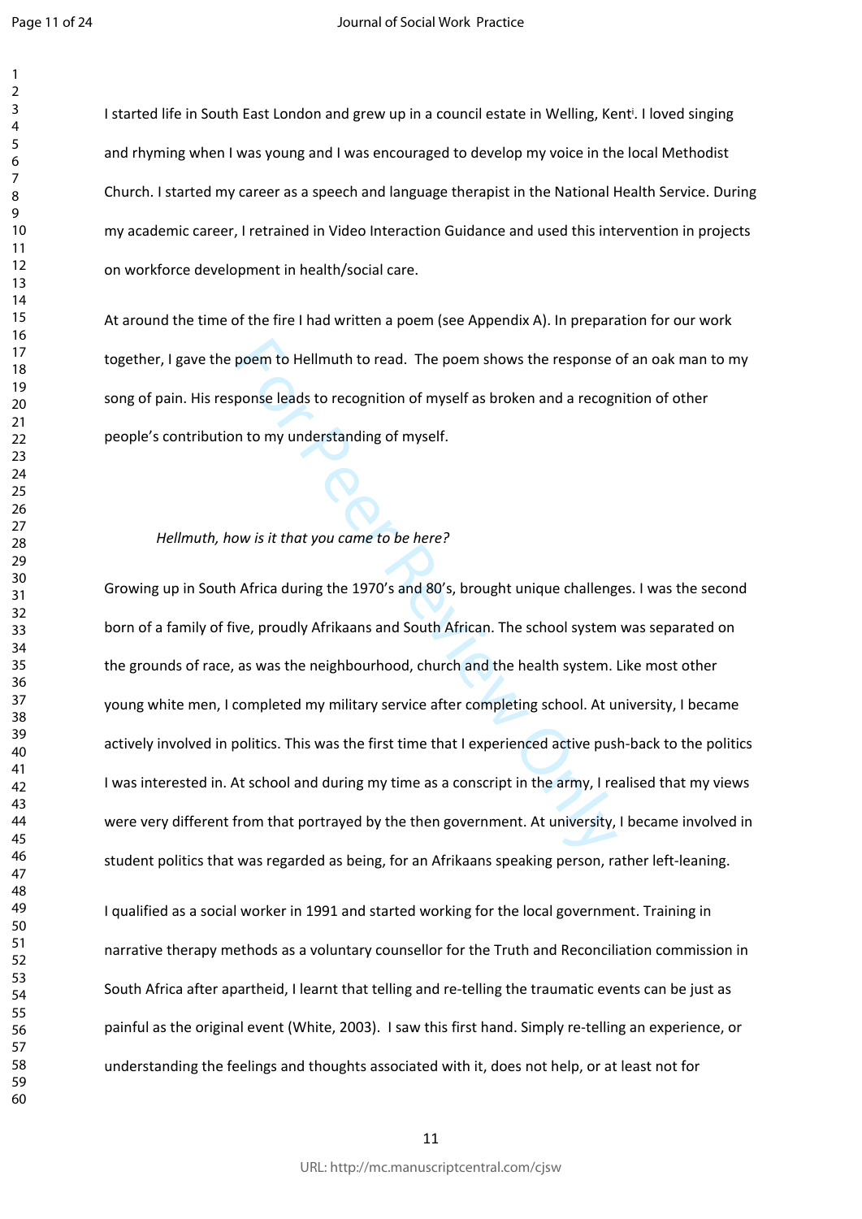I started life in South East London and grew up in a council estate in Welling, Kent[i]. I loved singing and rhyming when I was young and I was encouraged to develop my voice in the local Methodist Church. I started my career as a speech and language therapist in the National Health Service. During my academic career, I retrained in Video Interaction Guidance and used this intervention in projects on workforce development in health/social care.

At around the time of the fire I had written a poem (see Appendix A). In preparation for our work together, I gave the poem to Hellmuth to read. The poem shows the response of an oak man to my song of pain. His response leads to recognition of myself as broken and a recognition of other people's contribution to my understanding of myself.

*Hellmuth, how is it that you came to be here?*

Growing up in South Africa during the 1970's and 80's, brought unique challenges. I was the second born of a family of five, proudly Afrikaans and South African. The school system was separated on the grounds of race, as was the neighbourhood, church and the health system. Like most other young white men, I completed my military service after completing school. At university, I became actively involved in politics. This was the first time that I experienced active push-back to the politics I was interested in. At school and during my time as a conscript in the army, I realised that my views were very different from that portrayed by the then government. At university, I became involved in student politics that was regarded as being, for an Afrikaans speaking person, rather left-leaning.

I qualified as a social worker in 1991 and started working for the local government. Training in narrative therapy methods as a voluntary counsellor for the Truth and Reconciliation commission in South Africa after apartheid, I learnt that telling and re-telling the traumatic events can be just as painful as the original event (White, 2003). I saw this first hand. Simply re-telling an experience, or understanding the feelings and thoughts associated with it, does not help, or at least not for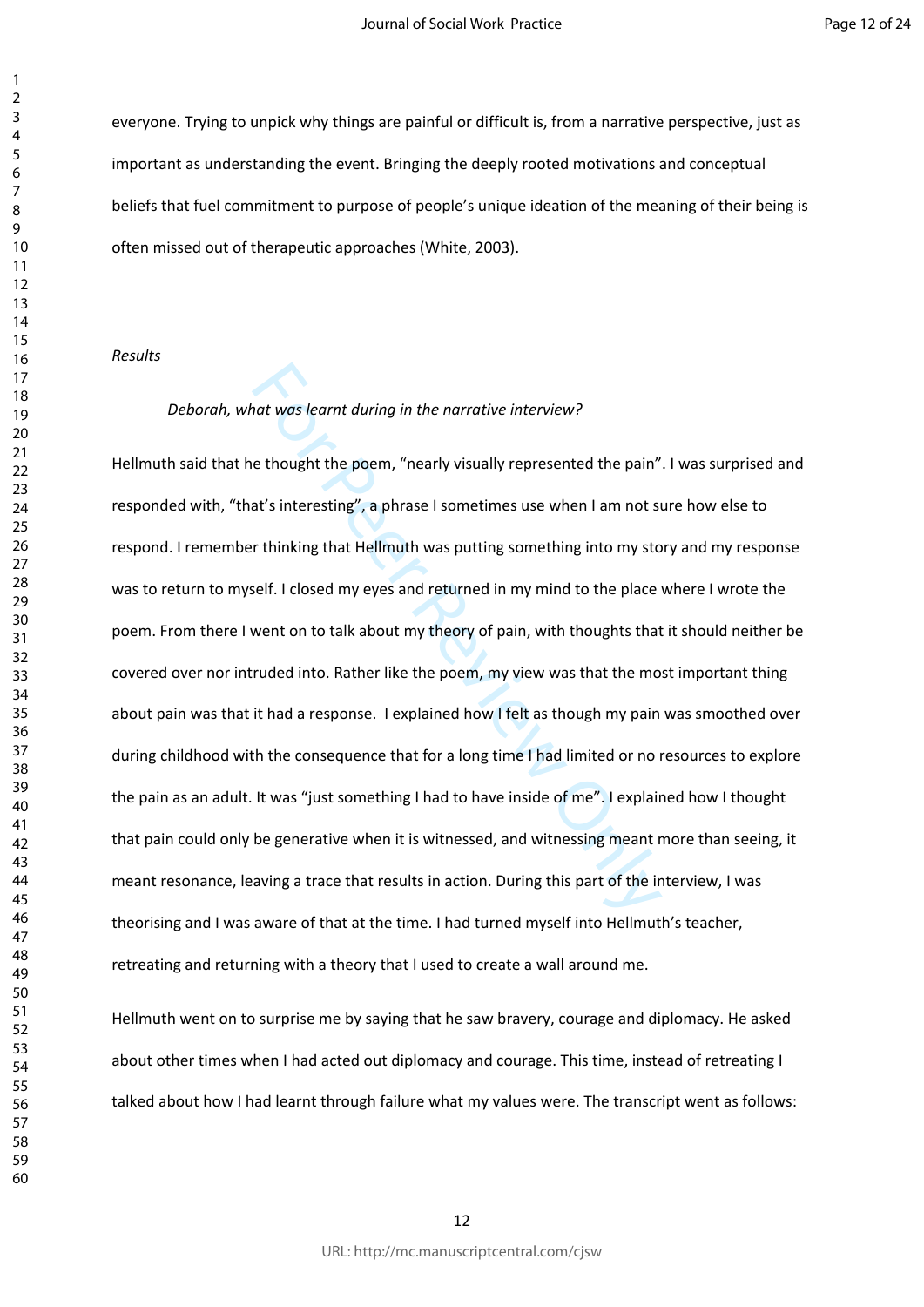everyone. Trying to unpick why things are painful or difficult is, from a narrative perspective, just as important as understanding the event. Bringing the deeply rooted motivations and conceptual beliefs that fuel commitment to purpose of people's unique ideation of the meaning of their being is often missed out of therapeutic approaches (White, 2003).

*Results*

*Deborah, what was learnt during in the narrative interview?*

Hellmuth said that he thought the poem, "nearly visually represented the pain". I was surprised and responded with, "that's interesting", a phrase I sometimes use when I am not sure how else to respond. I remember thinking that Hellmuth was putting something into my story and my response was to return to myself. I closed my eyes and returned in my mind to the place where I wrote the poem. From there I went on to talk about my theory of pain, with thoughts that it should neither be covered over nor intruded into. Rather like the poem, my view was that the most important thing about pain was that it had a response. I explained how I felt as though my pain was smoothed over during childhood with the consequence that for a long time I had limited or no resources to explore the pain as an adult. It was "just something I had to have inside of me". I explained how I thought that pain could only be generative when it is witnessed, and witnessing meant more than seeing, it meant resonance, leaving a trace that results in action. During this part of the interview, I was theorising and I was aware of that at the time. I had turned myself into Hellmuth's teacher, retreating and returning with a theory that I used to create a wall around me.

Hellmuth went on to surprise me by saying that he saw bravery, courage and diplomacy. He asked about other times when I had acted out diplomacy and courage. This time, instead of retreating I talked about how I had learnt through failure what my values were. The transcript went as follows: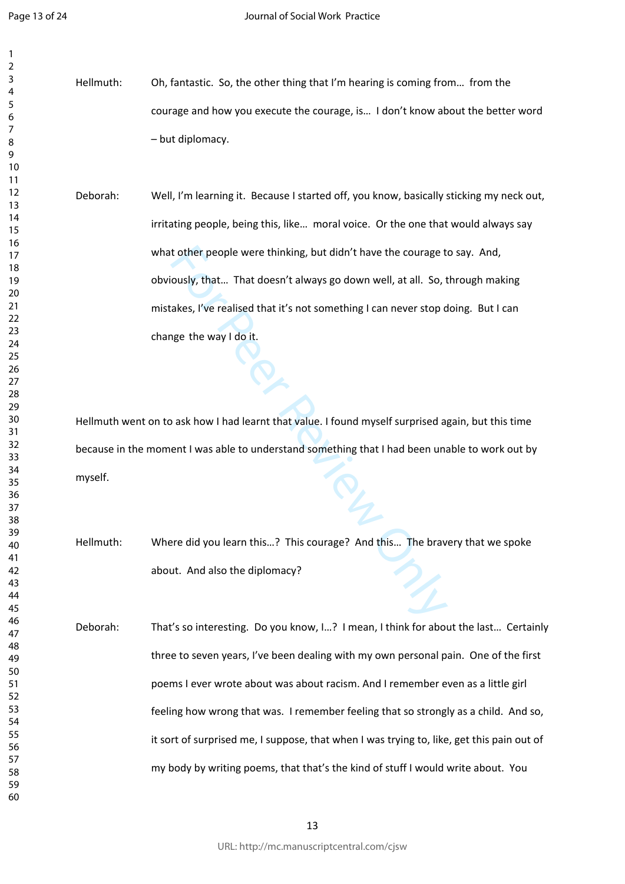Hellmuth: Oh, fantastic. So, the other thing that I'm hearing is coming from… from the courage and how you execute the courage, is… I don't know about the better word – but diplomacy.

Deborah: Well, I'm learning it. Because I started off, you know, basically sticking my neck out, irritating people, being this, like… moral voice. Or the one that would always say what other people were thinking, but didn't have the courage to say. And, obviously, that… That doesn't always go down well, at all. So, through making mistakes, I've realised that it's not something I can never stop doing. But I can change the way I do it.

Hellmuth went on to ask how I had learnt that value. I found myself surprised again, but this time because in the moment I was able to understand something that I had been unable to work out by myself.

Hellmuth: Where did you learn this…? This courage? And this… The bravery that we spoke about. And also the diplomacy?

Deborah: That's so interesting. Do you know, I…? I mean, I think for about the last… Certainly three to seven years, I've been dealing with my own personal pain. One of the first poems I ever wrote about was about racism. And I remember even as a little girl feeling how wrong that was. I remember feeling that so strongly as a child. And so, it sort of surprised me, I suppose, that when I was trying to, like, get this pain out of my body by writing poems, that that's the kind of stuff I would write about. You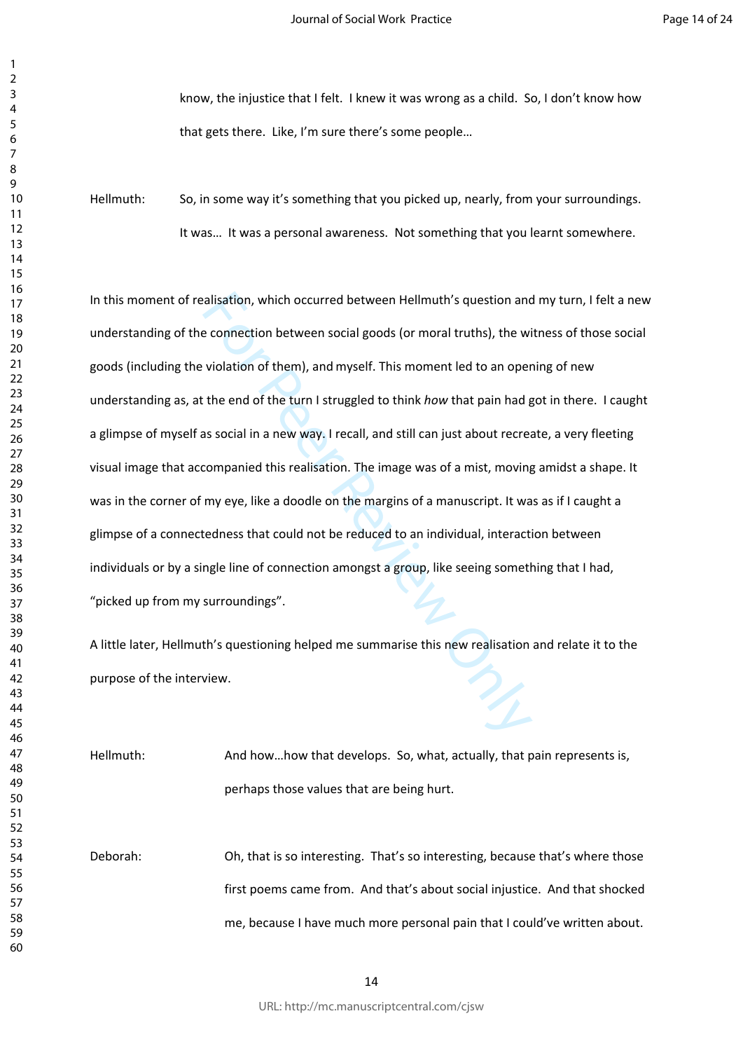know, the injustice that I felt. I knew it was wrong as a child. So, I don't know how that gets there. Like, I'm sure there's some people…

Hellmuth: So, in some way it's something that you picked up, nearly, from your surroundings. It was… It was a personal awareness. Not something that you learnt somewhere.

In this moment of realisation, which occurred between Hellmuth's question and my turn, I felt a new understanding of the connection between social goods (or moral truths), the witness of those social goods (including the violation of them), and myself. This moment led to an opening of new understanding as, at the end of the turn I struggled to think *how* that pain had got in there. I caught a glimpse of myself as social in a new way. I recall, and still can just about recreate, a very fleeting visual image that accompanied this realisation. The image was of a mist, moving amidst a shape. It was in the corner of my eye, like a doodle on the margins of a manuscript. It was as if I caught a glimpse of a connectedness that could not be reduced to an individual, interaction between individuals or by a single line of connection amongst a group, like seeing something that I had, "picked up from my surroundings".

A little later, Hellmuth's questioning helped me summarise this new realisation and relate it to the purpose of the interview.

Hellmuth: And how…how that develops. So, what, actually, that pain represents is, perhaps those values that are being hurt.

Deborah: Oh, that is so interesting. That's so interesting, because that's where those first poems came from. And that's about social injustice. And that shocked me, because I have much more personal pain that I could've written about.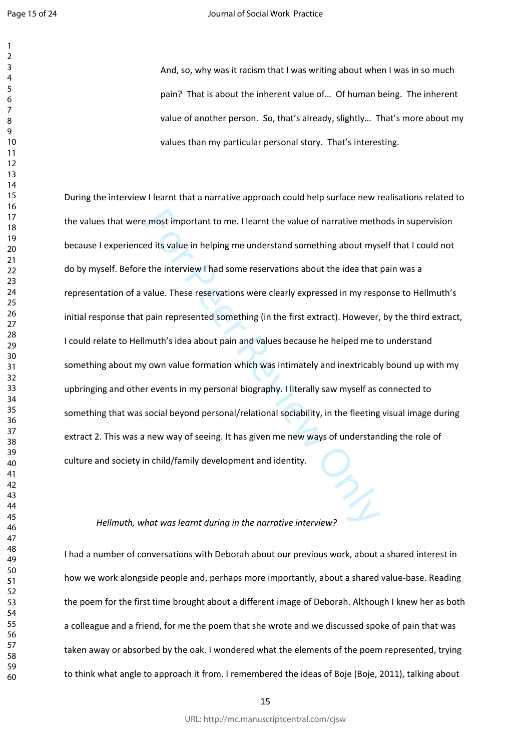> And, so, why was it racism that I was writing about when I was in so much pain? That is about the inherent value of… Of human being. The inherent value of another person. So, that's already, slightly… That's more about my values than my particular personal story. That's interesting.

During the interview I learnt that a narrative approach could help surface new realisations related to the values that were most important to me. I learnt the value of narrative methods in supervision because I experienced its value in helping me understand something about myself that I could not do by myself. Before the interview I had some reservations about the idea that pain was a representation of a value. These reservations were clearly expressed in my response to Hellmuth's initial response that pain represented something (in the first extract). However, by the third extract, I could relate to Hellmuth's idea about pain and values because he helped me to understand something about my own value formation which was intimately and inextricably bound up with my upbringing and other events in my personal biography. I literally saw myself as connected to something that was social beyond personal/relational sociability, in the fleeting visual image during extract 2. This was a new way of seeing. It has given me new ways of understanding the role of culture and society in child/family development and identity.

*Hellmuth, what was learnt during in the narrative interview?*

I had a number of conversations with Deborah about our previous work, about a shared interest in how we work alongside people and, perhaps more importantly, about a shared value-base. Reading the poem for the first time brought about a different image of Deborah. Although I knew her as both a colleague and a friend, for me the poem that she wrote and we discussed spoke of pain that was taken away or absorbed by the oak. I wondered what the elements of the poem represented, trying to think what angle to approach it from. I remembered the ideas of Boje (Boje, 2011), talking about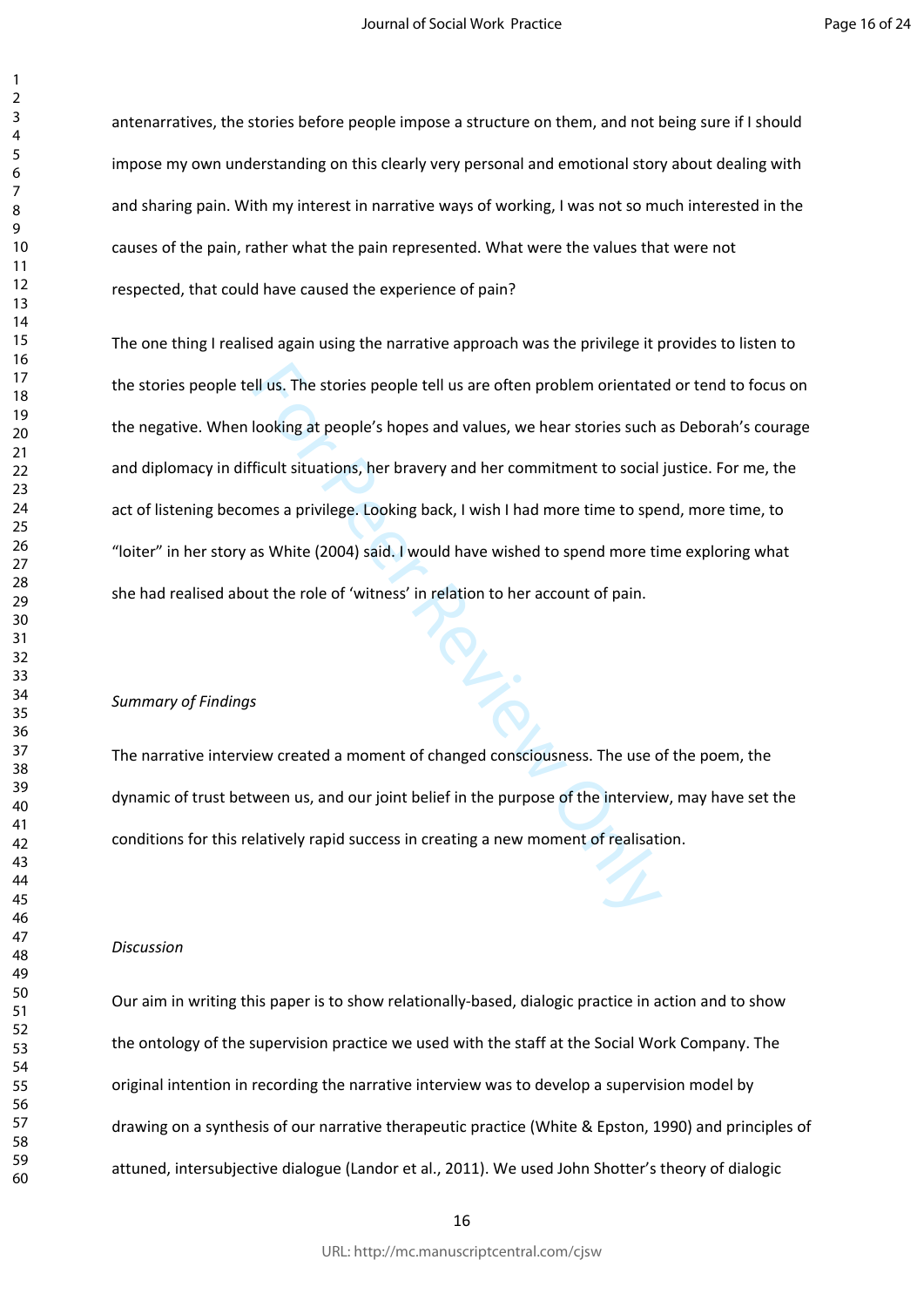antenarratives, the stories before people impose a structure on them, and not being sure if I should impose my own understanding on this clearly very personal and emotional story about dealing with and sharing pain. With my interest in narrative ways of working, I was not so much interested in the causes of the pain, rather what the pain represented. What were the values that were not respected, that could have caused the experience of pain?

The one thing I realised again using the narrative approach was the privilege it provides to listen to the stories people tell us. The stories people tell us are often problem orientated or tend to focus on the negative. When looking at people's hopes and values, we hear stories such as Deborah's courage and diplomacy in difficult situations, her bravery and her commitment to social justice. For me, the act of listening becomes a privilege. Looking back, I wish I had more time to spend, more time, to "loiter" in her story as White (2004) said. I would have wished to spend more time exploring what she had realised about the role of 'witness' in relation to her account of pain.

*Summary of Findings*

The narrative interview created a moment of changed consciousness. The use of the poem, the dynamic of trust between us, and our joint belief in the purpose of the interview, may have set the conditions for this relatively rapid success in creating a new moment of realisation.

*Discussion*

Our aim in writing this paper is to show relationally-based, dialogic practice in action and to show the ontology of the supervision practice we used with the staff at the Social Work Company. The original intention in recording the narrative interview was to develop a supervision model by drawing on a synthesis of our narrative therapeutic practice (White & Epston, 1990) and principles of attuned, intersubjective dialogue (Landor et al., 2011). We used John Shotter's theory of dialogic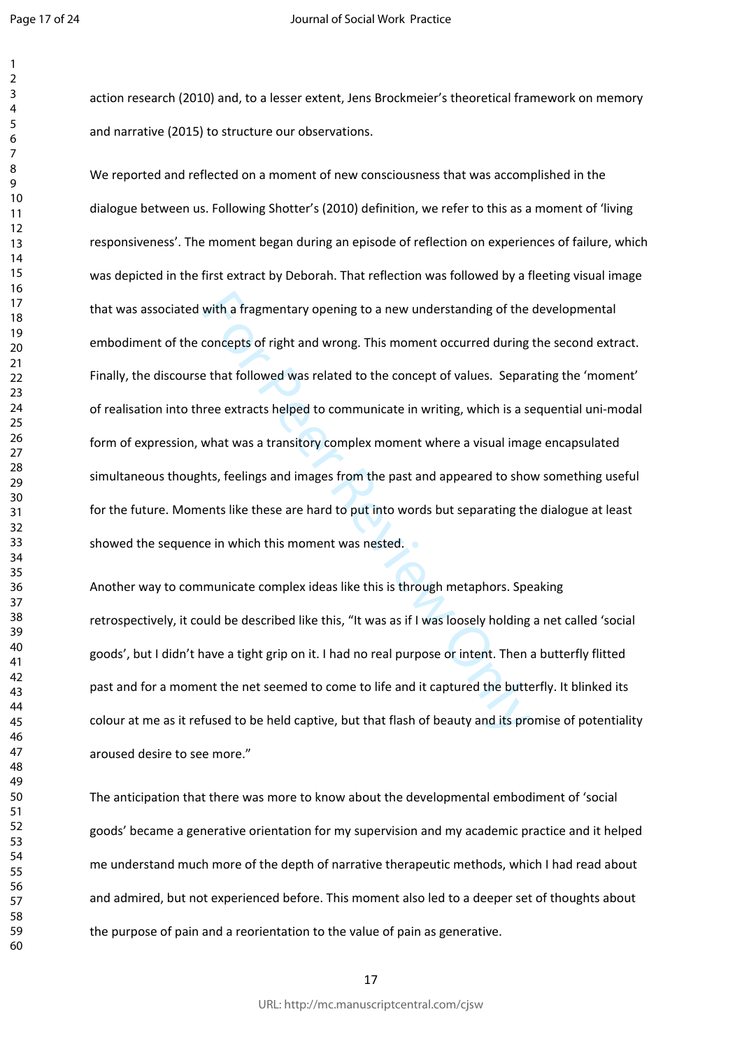action research (2010) and, to a lesser extent, Jens Brockmeier's theoretical framework on memory and narrative (2015) to structure our observations.

We reported and reflected on a moment of new consciousness that was accomplished in the dialogue between us. Following Shotter's (2010) definition, we refer to this as a moment of 'living responsiveness'. The moment began during an episode of reflection on experiences of failure, which was depicted in the first extract by Deborah. That reflection was followed by a fleeting visual image that was associated with a fragmentary opening to a new understanding of the developmental embodiment of the concepts of right and wrong. This moment occurred during the second extract. Finally, the discourse that followed was related to the concept of values. Separating the 'moment' of realisation into three extracts helped to communicate in writing, which is a sequential uni-modal form of expression, what was a transitory complex moment where a visual image encapsulated simultaneous thoughts, feelings and images from the past and appeared to show something useful for the future. Moments like these are hard to put into words but separating the dialogue at least showed the sequence in which this moment was nested.

Another way to communicate complex ideas like this is through metaphors. Speaking retrospectively, it could be described like this, "It was as if I was loosely holding a net called 'social goods', but I didn't have a tight grip on it. I had no real purpose or intent. Then a butterfly flitted past and for a moment the net seemed to come to life and it captured the butterfly. It blinked its colour at me as it refused to be held captive, but that flash of beauty and its promise of potentiality aroused desire to see more."

The anticipation that there was more to know about the developmental embodiment of 'social goods' became a generative orientation for my supervision and my academic practice and it helped me understand much more of the depth of narrative therapeutic methods, which I had read about and admired, but not experienced before. This moment also led to a deeper set of thoughts about the purpose of pain and a reorientation to the value of pain as generative.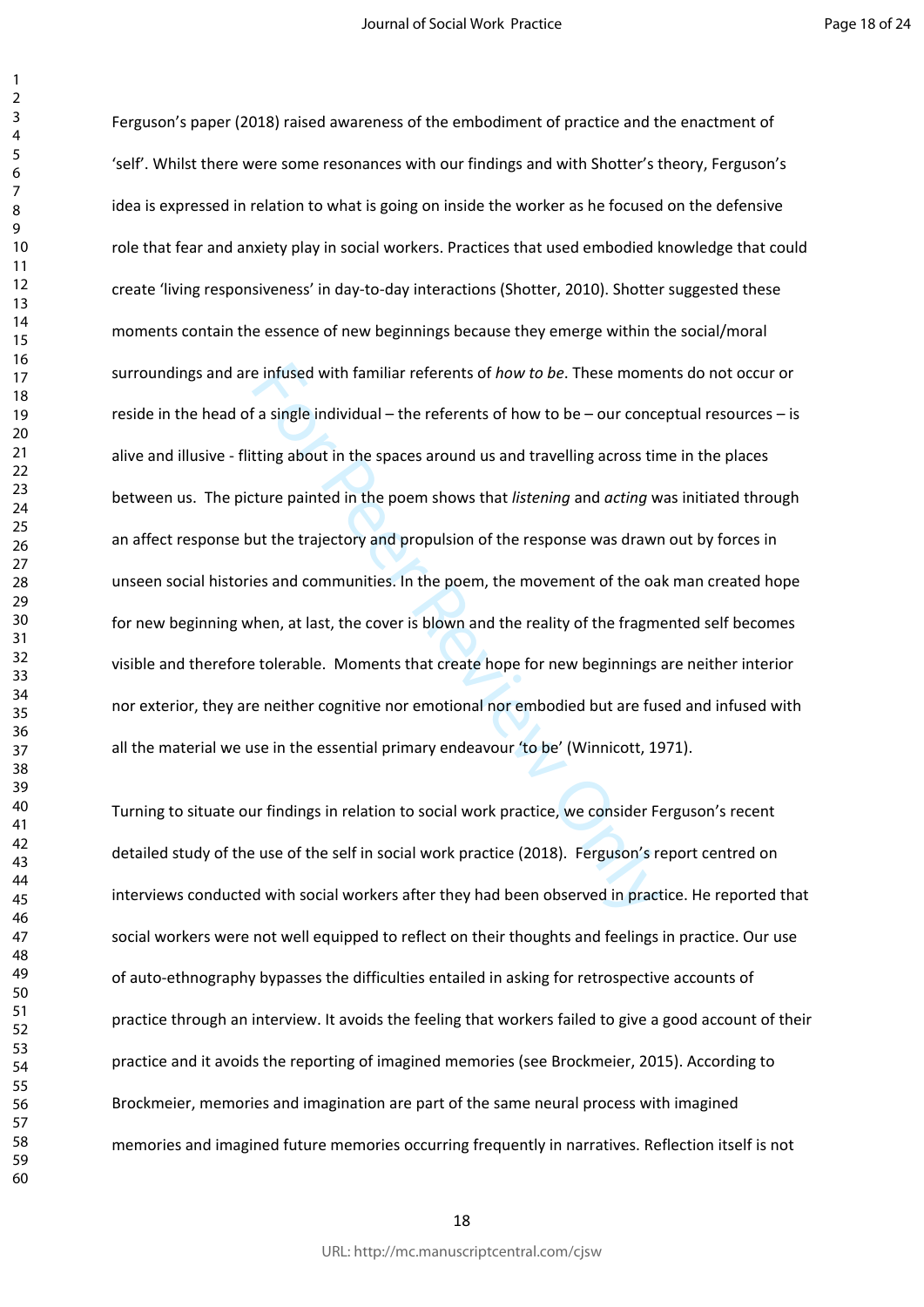Ferguson's paper (2018) raised awareness of the embodiment of practice and the enactment of 'self'. Whilst there were some resonances with our findings and with Shotter's theory, Ferguson's idea is expressed in relation to what is going on inside the worker as he focused on the defensive role that fear and anxiety play in social workers. Practices that used embodied knowledge that could create 'living responsiveness' in day-to-day interactions (Shotter, 2010). Shotter suggested these moments contain the essence of new beginnings because they emerge within the social/moral surroundings and are infused with familiar referents of *how to be*. These moments do not occur or reside in the head of a single individual – the referents of how to be – our conceptual resources – is alive and illusive - flitting about in the spaces around us and travelling across time in the places between us. The picture painted in the poem shows that *listening* and *acting* was initiated through an affect response but the trajectory and propulsion of the response was drawn out by forces in unseen social histories and communities. In the poem, the movement of the oak man created hope for new beginning when, at last, the cover is blown and the reality of the fragmented self becomes visible and therefore tolerable. Moments that create hope for new beginnings are neither interior nor exterior, they are neither cognitive nor emotional nor embodied but are fused and infused with all the material we use in the essential primary endeavour 'to be' (Winnicott, 1971).

Turning to situate our findings in relation to social work practice, we consider Ferguson's recent detailed study of the use of the self in social work practice (2018). Ferguson's report centred on interviews conducted with social workers after they had been observed in practice. He reported that social workers were not well equipped to reflect on their thoughts and feelings in practice. Our use of auto-ethnography bypasses the difficulties entailed in asking for retrospective accounts of practice through an interview. It avoids the feeling that workers failed to give a good account of their practice and it avoids the reporting of imagined memories (see Brockmeier, 2015). According to Brockmeier, memories and imagination are part of the same neural process with imagined memories and imagined future memories occurring frequently in narratives. Reflection itself is not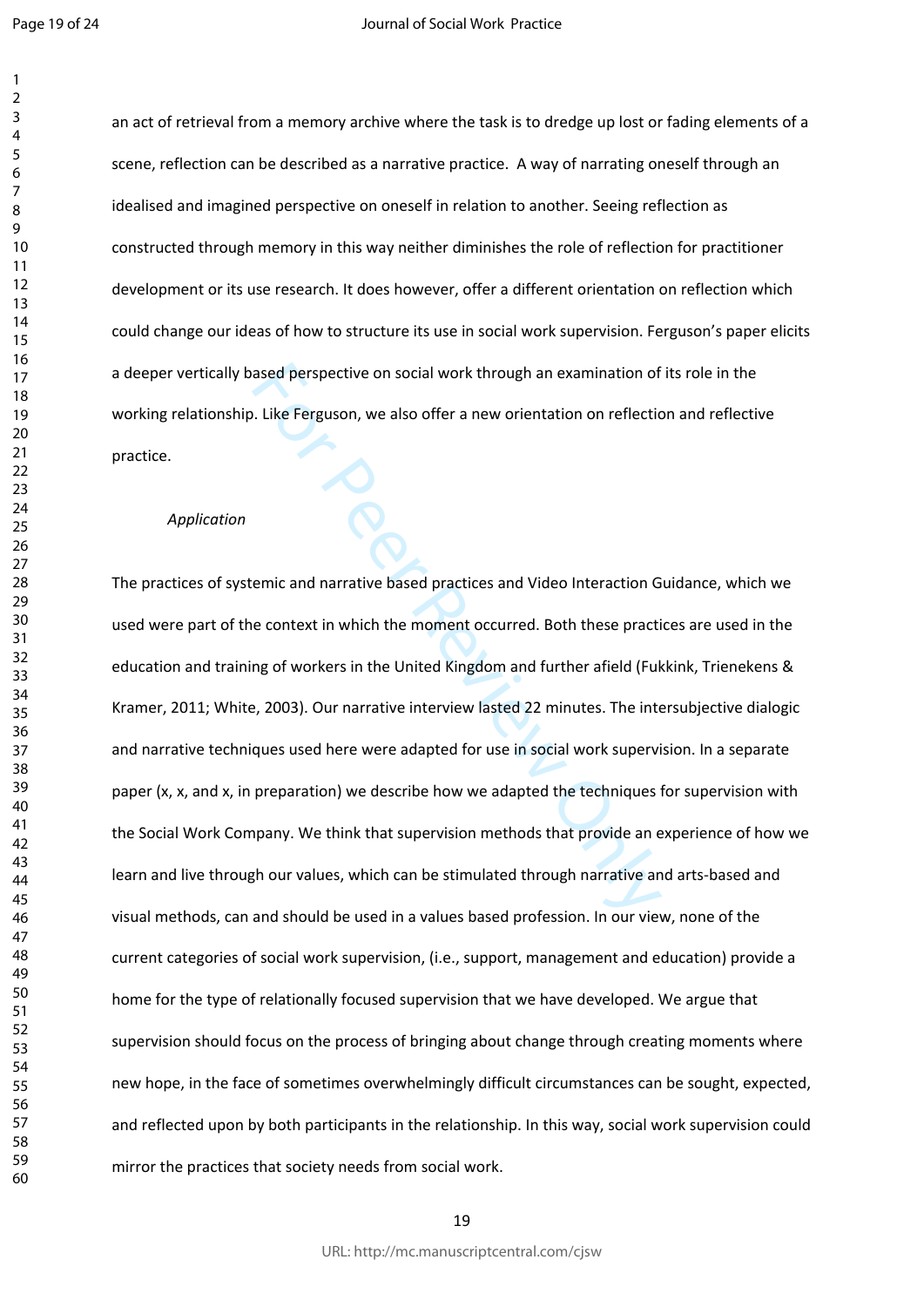an act of retrieval from a memory archive where the task is to dredge up lost or fading elements of a scene, reflection can be described as a narrative practice. A way of narrating oneself through an idealised and imagined perspective on oneself in relation to another. Seeing reflection as constructed through memory in this way neither diminishes the role of reflection for practitioner development or its use research. It does however, offer a different orientation on reflection which could change our ideas of how to structure its use in social work supervision. Ferguson's paper elicits a deeper vertically based perspective on social work through an examination of its role in the working relationship. Like Ferguson, we also offer a new orientation on reflection and reflective practice.

*Application*

The practices of systemic and narrative based practices and Video Interaction Guidance, which we used were part of the context in which the moment occurred. Both these practices are used in the education and training of workers in the United Kingdom and further afield (Fukkink, Trienekens & Kramer, 2011; White, 2003). Our narrative interview lasted 22 minutes. The intersubjective dialogic and narrative techniques used here were adapted for use in social work supervision. In a separate paper (x, x, and x, in preparation) we describe how we adapted the techniques for supervision with the Social Work Company. We think that supervision methods that provide an experience of how we learn and live through our values, which can be stimulated through narrative and arts-based and visual methods, can and should be used in a values based profession. In our view, none of the current categories of social work supervision, (i.e., support, management and education) provide a home for the type of relationally focused supervision that we have developed. We argue that supervision should focus on the process of bringing about change through creating moments where new hope, in the face of sometimes overwhelmingly difficult circumstances can be sought, expected, and reflected upon by both participants in the relationship. In this way, social work supervision could mirror the practices that society needs from social work.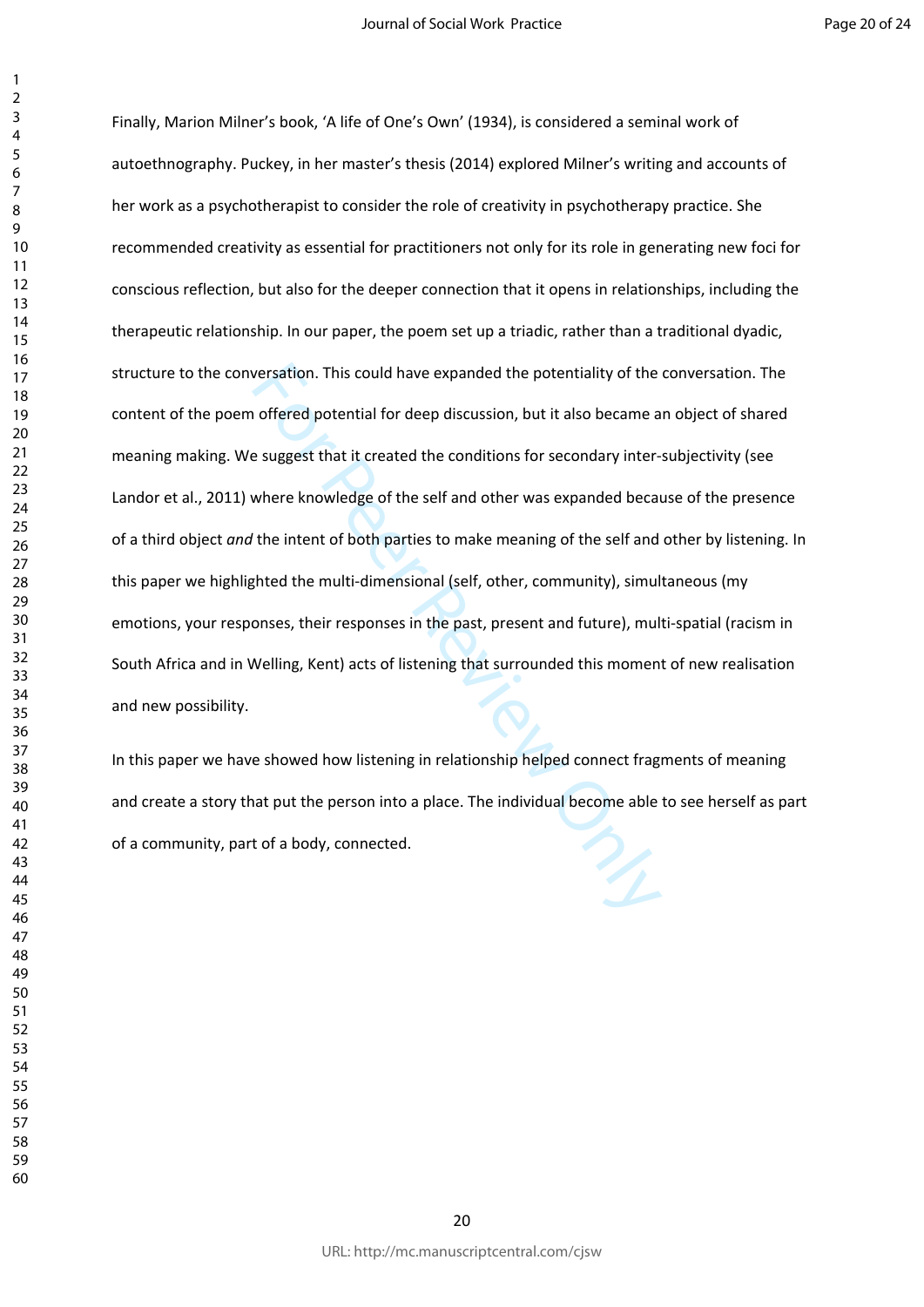Finally, Marion Milner's book, 'A life of One's Own' (1934), is considered a seminal work of autoethnography. Puckey, in her master's thesis (2014) explored Milner's writing and accounts of her work as a psychotherapist to consider the role of creativity in psychotherapy practice. She recommended creativity as essential for practitioners not only for its role in generating new foci for conscious reflection, but also for the deeper connection that it opens in relationships, including the therapeutic relationship. In our paper, the poem set up a triadic, rather than a traditional dyadic, structure to the conversation. This could have expanded the potentiality of the conversation. The content of the poem offered potential for deep discussion, but it also became an object of shared meaning making. We suggest that it created the conditions for secondary inter-subjectivity (see Landor et al., 2011) where knowledge of the self and other was expanded because of the presence of a third object *and* the intent of both parties to make meaning of the self and other by listening. In this paper we highlighted the multi-dimensional (self, other, community), simultaneous (my emotions, your responses, their responses in the past, present and future), multi-spatial (racism in South Africa and in Welling, Kent) acts of listening that surrounded this moment of new realisation and new possibility.

In this paper we have showed how listening in relationship helped connect fragments of meaning and create a story that put the person into a place. The individual become able to see herself as part of a community, part of a body, connected.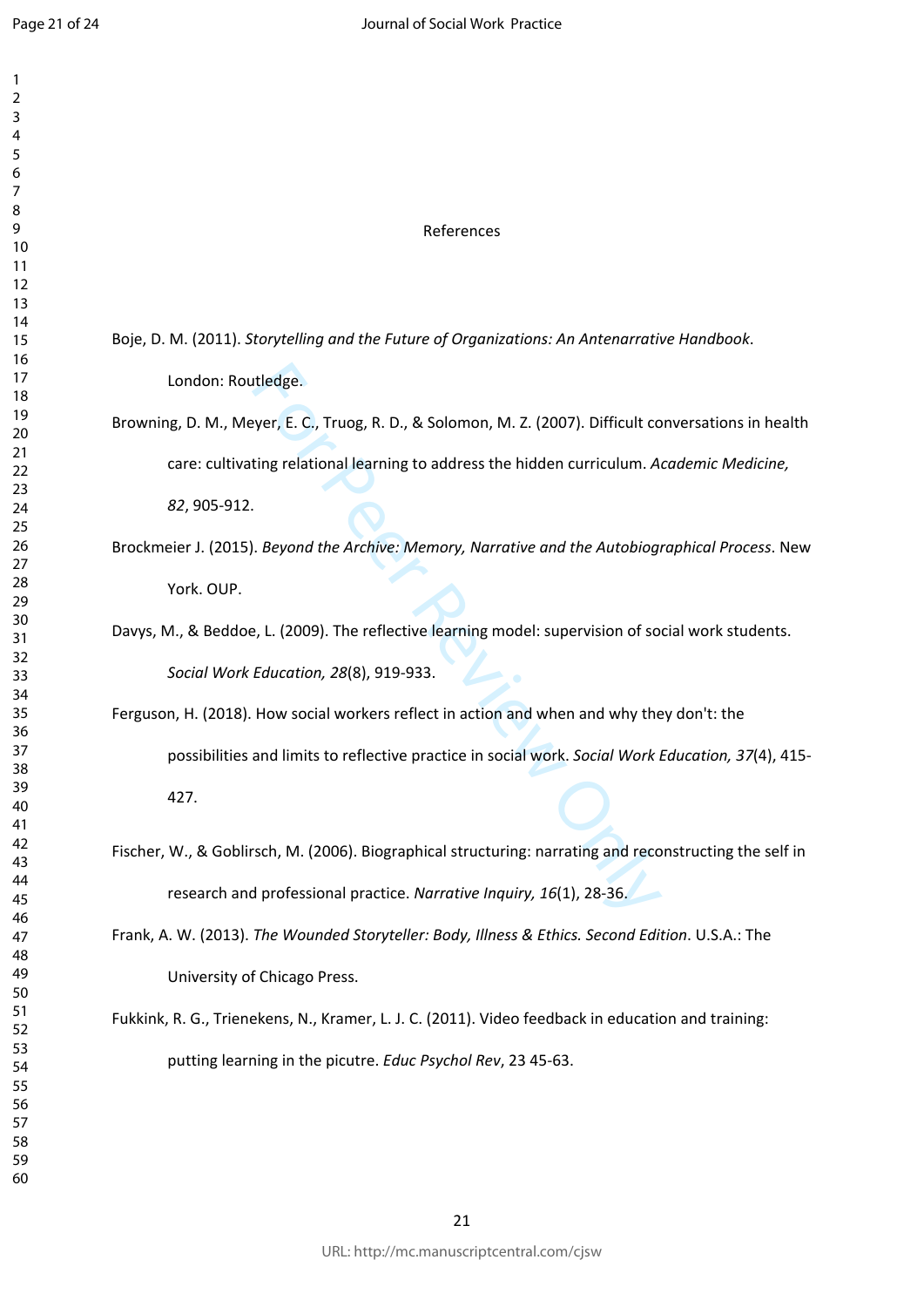# References

Boje, D. M. (2011). *Storytelling and the Future of Organizations: An Antenarrative Handbook*. London: Routledge.

Browning, D. M., Meyer, E. C., Truog, R. D., & Solomon, M. Z. (2007). Difficult conversations in health care: cultivating relational learning to address the hidden curriculum. *Academic Medicine, 82*, 905-912.

Brockmeier J. (2015). *Beyond the Archive: Memory, Narrative and the Autobiographical Process*. New York. OUP.

Davys, M., & Beddoe, L. (2009). The reflective learning model: supervision of social work students. *Social Work Education, 28*(8), 919-933.

Ferguson, H. (2018). How social workers reflect in action and when and why they don't: the possibilities and limits to reflective practice in social work. *Social Work Education, 37*(4), 415-427.

Fischer, W., & Goblirsch, M. (2006). Biographical structuring: narrating and reconstructing the self in research and professional practice. *Narrative Inquiry, 16*(1), 28-36.

Frank, A. W. (2013). *The Wounded Storyteller: Body, Illness & Ethics. Second Edition*. U.S.A.: The University of Chicago Press.

Fukkink, R. G., Trienekens, N., Kramer, L. J. C. (2011). Video feedback in education and training: putting learning in the picutre. *Educ Psychol Rev*, 23 45-63.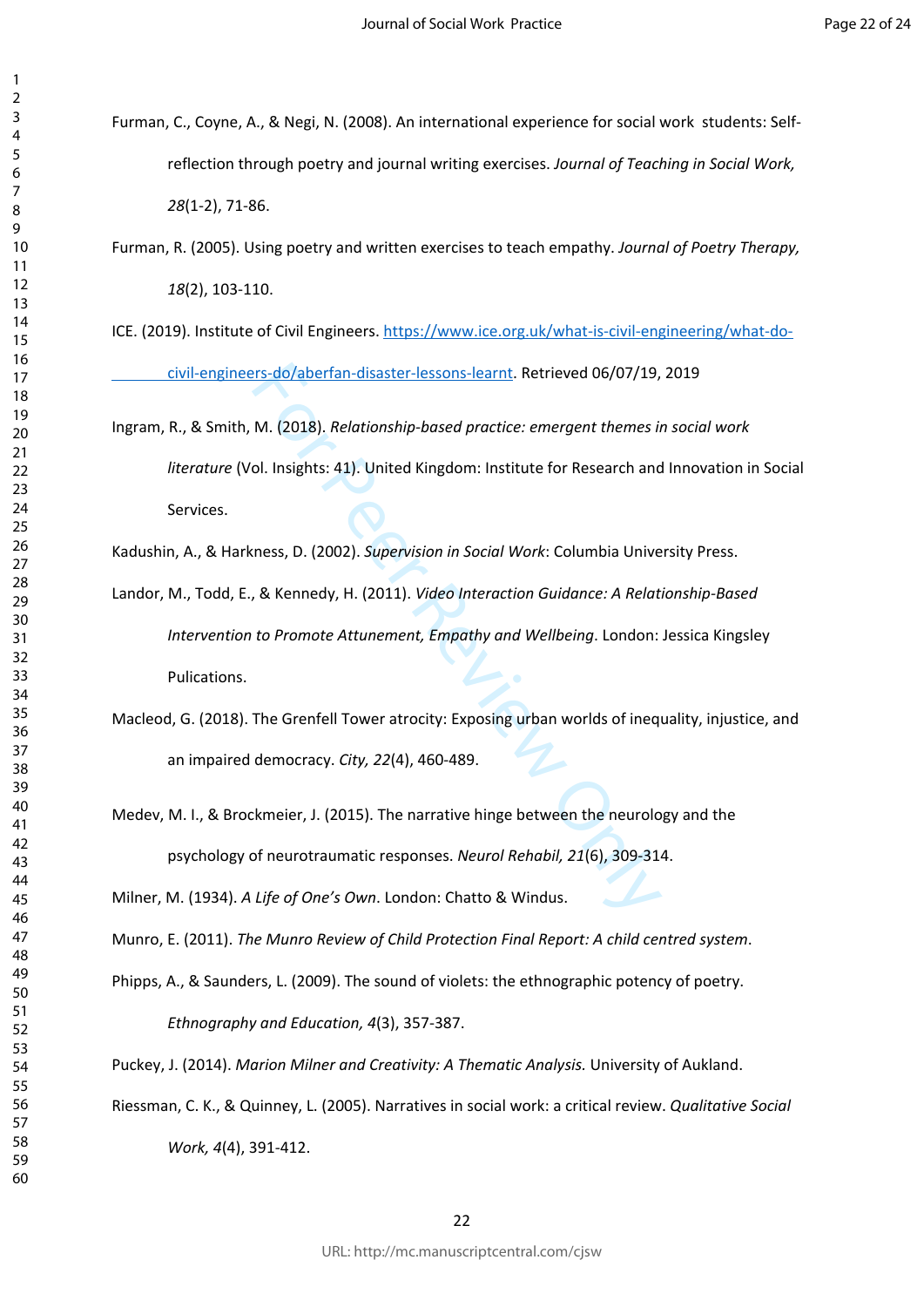Furman, C., Coyne, A., & Negi, N. (2008). An international experience for social work students: Self-reflection through poetry and journal writing exercises. *Journal of Teaching in Social Work, 28*(1-2), 71-86.

Furman, R. (2005). Using poetry and written exercises to teach empathy. *Journal of Poetry Therapy, 18*(2), 103-110.

ICE. (2019). Institute of Civil Engineers. https://www.ice.org.uk/what-is-civil-engineering/what-do-civil-engineers-do/aberfan-disaster-lessons-learnt. Retrieved 06/07/19, 2019

Ingram, R., & Smith, M. (2018). *Relationship-based practice: emergent themes in social work literature* (Vol. Insights: 41). United Kingdom: Institute for Research and Innovation in Social Services.

Kadushin, A., & Harkness, D. (2002). *Supervision in Social Work*: Columbia University Press.

Landor, M., Todd, E., & Kennedy, H. (2011). *Video Interaction Guidance: A Relationship-Based Intervention to Promote Attunement, Empathy and Wellbeing*. London: Jessica Kingsley Pulications.

Macleod, G. (2018). The Grenfell Tower atrocity: Exposing urban worlds of inequality, injustice, and an impaired democracy. *City, 22*(4), 460-489.

Medev, M. I., & Brockmeier, J. (2015). The narrative hinge between the neurology and the psychology of neurotraumatic responses. *Neurol Rehabil, 21*(6), 309-314.

Milner, M. (1934). *A Life of One's Own*. London: Chatto & Windus.

Munro, E. (2011). *The Munro Review of Child Protection Final Report: A child centred system*.

Phipps, A., & Saunders, L. (2009). The sound of violets: the ethnographic potency of poetry. *Ethnography and Education, 4*(3), 357-387.

Puckey, J. (2014). *Marion Milner and Creativity: A Thematic Analysis.* University of Aukland.

Riessman, C. K., & Quinney, L. (2005). Narratives in social work: a critical review. *Qualitative Social Work, 4*(4), 391-412.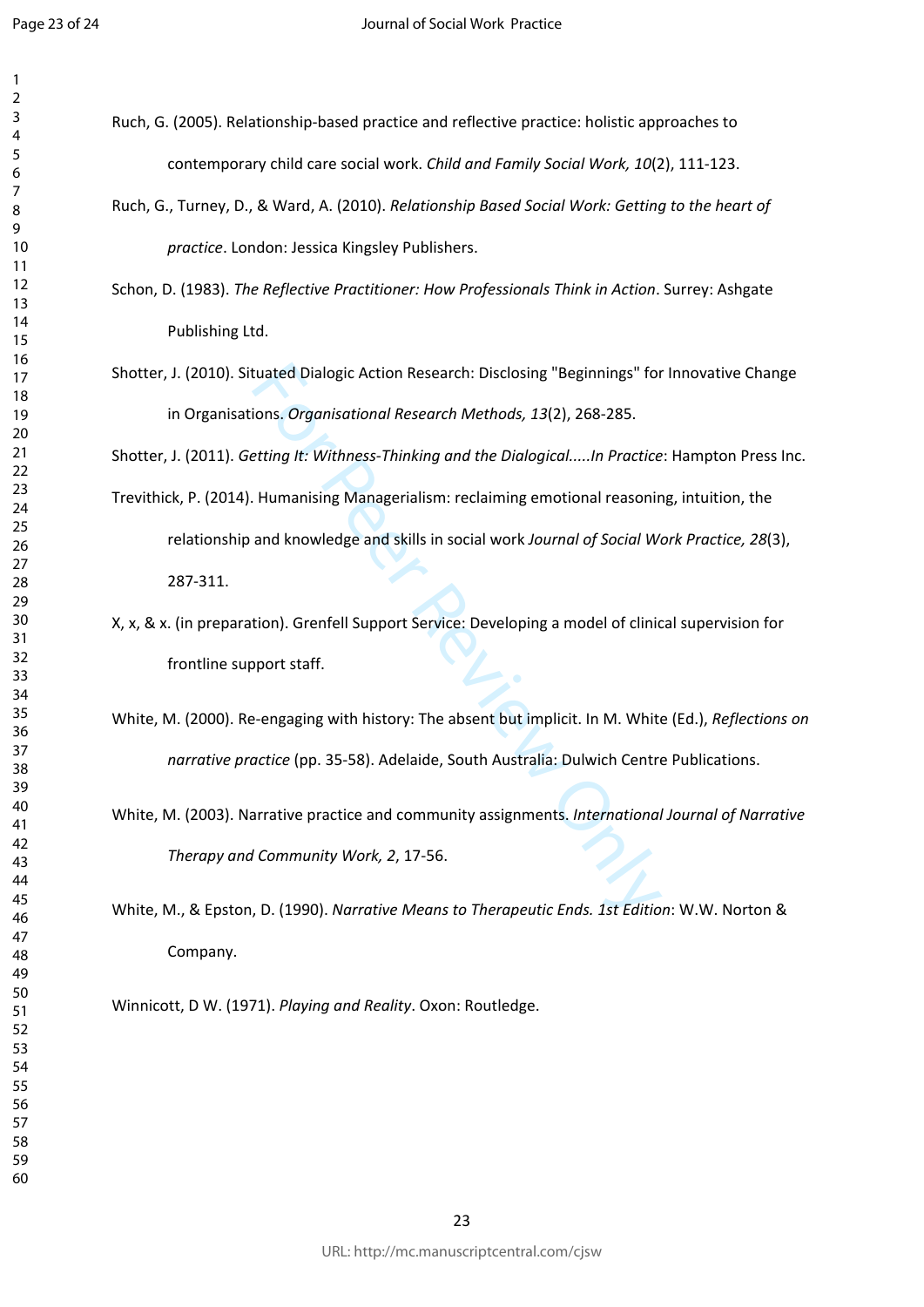Ruch, G. (2005). Relationship-based practice and reflective practice: holistic approaches to contemporary child care social work. *Child and Family Social Work, 10*(2), 111-123.

Ruch, G., Turney, D., & Ward, A. (2010). *Relationship Based Social Work: Getting to the heart of practice*. London: Jessica Kingsley Publishers.

Schon, D. (1983). *The Reflective Practitioner: How Professionals Think in Action*. Surrey: Ashgate Publishing Ltd.

Shotter, J. (2010). Situated Dialogic Action Research: Disclosing "Beginnings" for Innovative Change in Organisations. *Organisational Research Methods, 13*(2), 268-285.

Shotter, J. (2011). *Getting It: Withness-Thinking and the Dialogical.....In Practice*: Hampton Press Inc.

Trevithick, P. (2014). Humanising Managerialism: reclaiming emotional reasoning, intuition, the relationship and knowledge and skills in social work *Journal of Social Work Practice, 28*(3), 287-311.

X, x, & x. (in preparation). Grenfell Support Service: Developing a model of clinical supervision for frontline support staff.

White, M. (2000). Re-engaging with history: The absent but implicit. In M. White (Ed.), *Reflections on narrative practice* (pp. 35-58). Adelaide, South Australia: Dulwich Centre Publications.

White, M. (2003). Narrative practice and community assignments. *International Journal of Narrative Therapy and Community Work, 2*, 17-56.

White, M., & Epston, D. (1990). *Narrative Means to Therapeutic Ends. 1st Edition*: W.W. Norton & Company.

Winnicott, D W. (1971). *Playing and Reality*. Oxon: Routledge.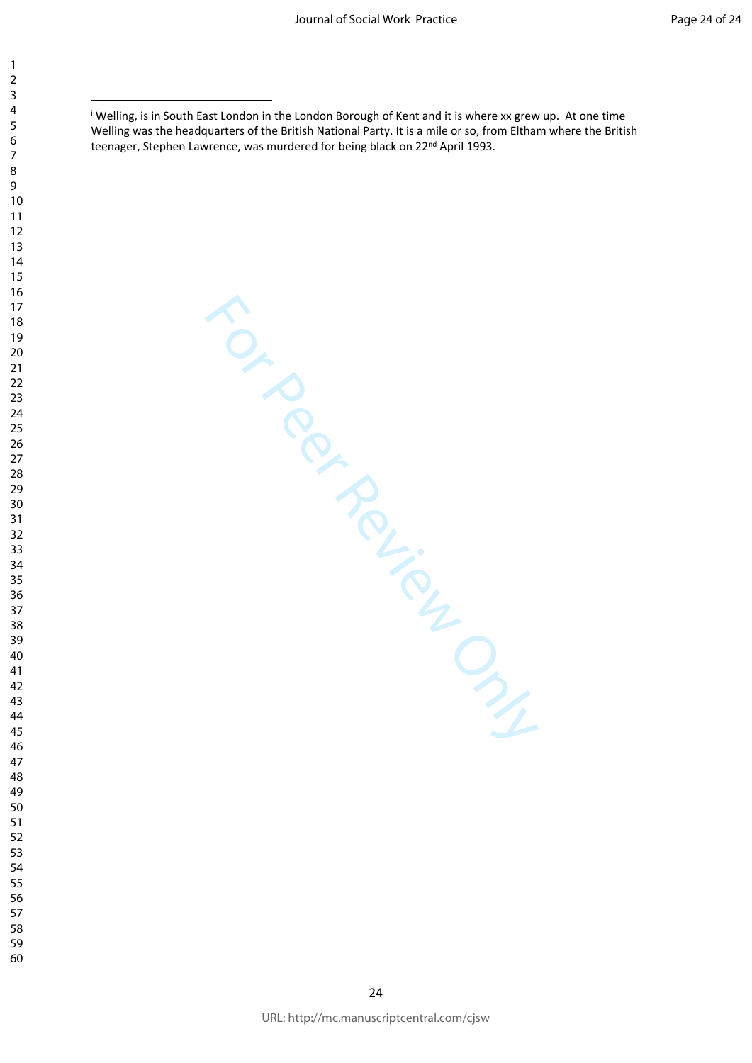[i] Welling, is in South East London in the London Borough of Kent and it is where xx grew up. At one time Welling was the headquarters of the British National Party. It is a mile or so, from Eltham where the British teenager, Stephen Lawrence, was murdered for being black on 22nd April 1993.